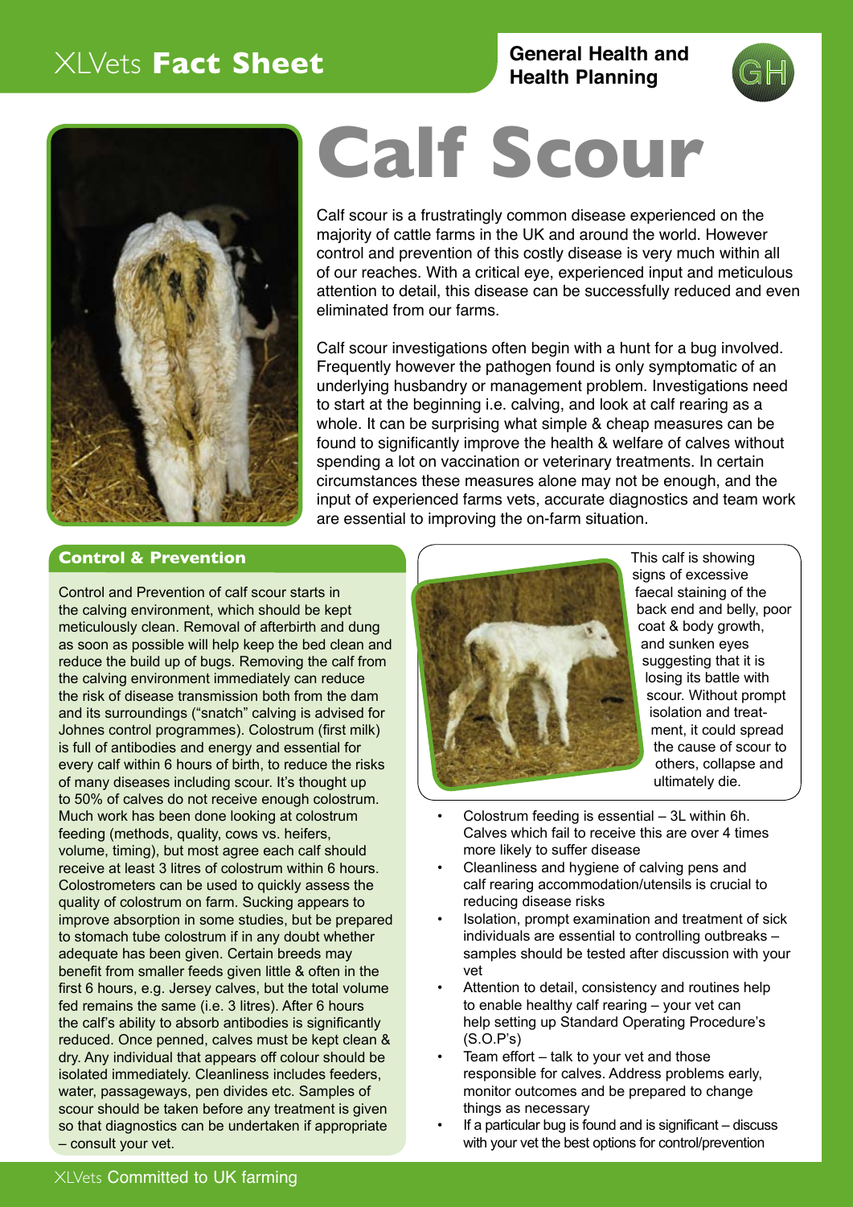XLVets **Fact Sheet**

**General Health and Health Planning**

# Calf Scour

Calf scour is a frustratingly common disease experienced on the majority of cattle farms in the UK and around the world. However control and prevention of this costly disease is very much within all of our reaches. With a critical eye, experienced input and meticulous attention to detail, this disease can be successfully reduced and even eliminated from our farms.

Calf scour investigations often begin with a hunt for a bug involved. Frequently however the pathogen found is only symptomatic of an underlying husbandry or management problem. Investigations need to start at the beginning i.e. calving, and look at calf rearing as a whole. It can be surprising what simple & cheap measures can be found to significantly improve the health & welfare of calves without spending a lot on vaccination or veterinary treatments. In certain circumstances these measures alone may not be enough, and the input of experienced farms vets, accurate diagnostics and team work are essential to improving the on-farm situation.

## Control & Prevention

Control and Prevention of calf scour starts in the calving environment, which should be kept meticulously clean. Removal of afterbirth and dung as soon as possible will help keep the bed clean and reduce the build up of bugs. Removing the calf from the calving environment immediately can reduce the risk of disease transmission both from the dam and its surroundings ("snatch" calving is advised for Johnes control programmes). Colostrum (first milk) is full of antibodies and energy and essential for every calf within 6 hours of birth, to reduce the risks of many diseases including scour. It's thought up to 50% of calves do not receive enough colostrum. Much work has been done looking at colostrum feeding (methods, quality, cows vs. heifers, volume, timing), but most agree each calf should receive at least 3 litres of colostrum within 6 hours. Colostrometers can be used to quickly assess the quality of colostrum on farm. Sucking appears to improve absorption in some studies, but be prepared to stomach tube colostrum if in any doubt whether adequate has been given. Certain breeds may benefit from smaller feeds given little & often in the first 6 hours, e.g. Jersey calves, but the total volume fed remains the same (i.e. 3 litres). After 6 hours the calf's ability to absorb antibodies is significantly reduced. Once penned, calves must be kept clean & dry. Any individual that appears off colour should be isolated immediately. Cleanliness includes feeders, water, passageways, pen divides etc. Samples of scour should be taken before any treatment is given so that diagnostics can be undertaken if appropriate – consult your vet.

This calf is showing signs of excessive faecal staining of the back end and belly, poor coat & body growth, and sunken eyes suggesting that it is losing its battle with scour. Without prompt isolation and treatment, it could spread the cause of scour to others, collapse and ultimately die.

- Colostrum feeding is essential – 3L within 6h. Calves which fail to receive this are over 4 times more likely to suffer disease
- Cleanliness and hygiene of calving pens and calf rearing accommodation/utensils is crucial to reducing disease risks
- Isolation, prompt examination and treatment of sick individuals are essential to controlling outbreaks – samples should be tested after discussion with your vet
- Attention to detail, consistency and routines help to enable healthy calf rearing – your vet can help setting up Standard Operating Procedure's (S.O.P's)
- Team effort – talk to your vet and those responsible for calves. Address problems early, monitor outcomes and be prepared to change things as necessary
- If a particular bug is found and is significant – discuss with your vet the best options for control/prevention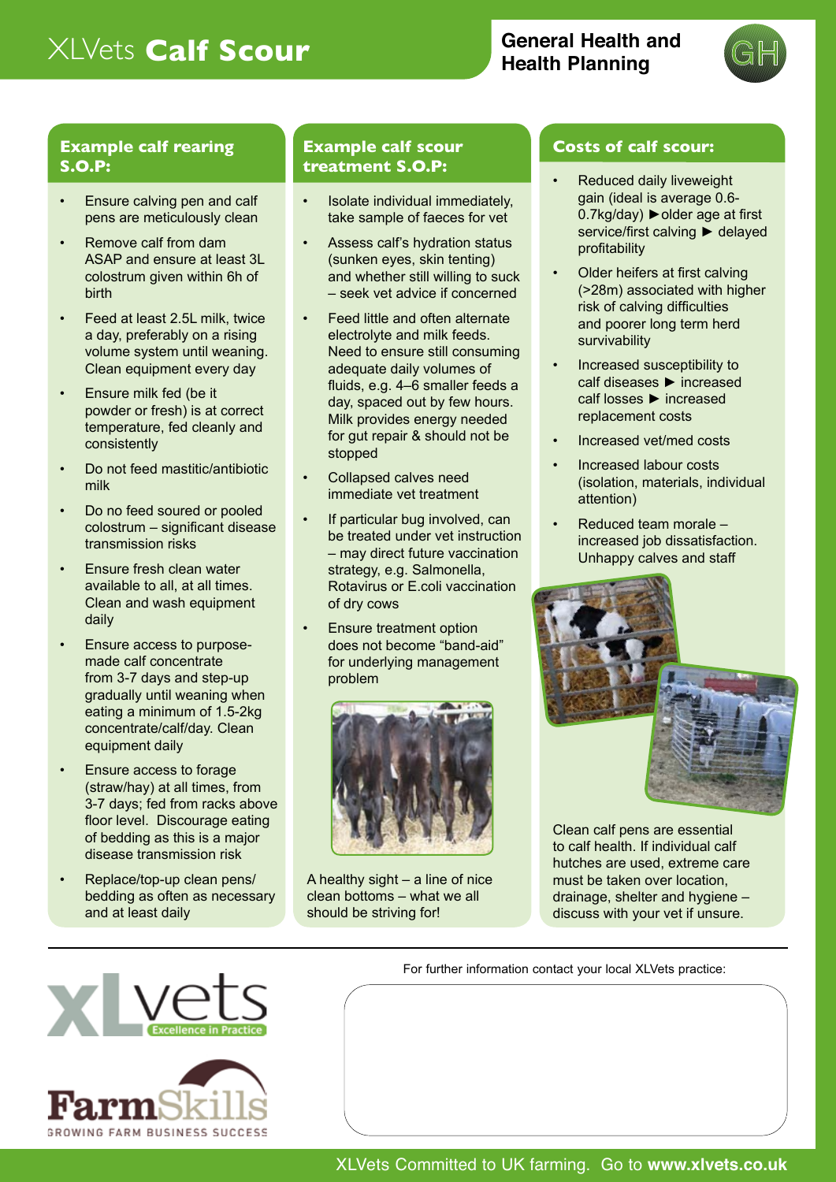# XLVets Calf Scour

**General Health and Health Planning**

## Example calf rearing S.O.P:

- Ensure calving pen and calf pens are meticulously clean
- Remove calf from dam ASAP and ensure at least 3L colostrum given within 6h of birth
- Feed at least 2.5L milk, twice a day, preferably on a rising volume system until weaning. Clean equipment every day
- Ensure milk fed (be it powder or fresh) is at correct temperature, fed cleanly and consistently
- Do not feed mastitic/antibiotic milk
- Do no feed soured or pooled colostrum – significant disease transmission risks
- Ensure fresh clean water available to all, at all times. Clean and wash equipment daily
- Ensure access to purpose-made calf concentrate from 3-7 days and step-up gradually until weaning when eating a minimum of 1.5-2kg concentrate/calf/day. Clean equipment daily
- Ensure access to forage (straw/hay) at all times, from 3-7 days; fed from racks above floor level. Discourage eating of bedding as this is a major disease transmission risk
- Replace/top-up clean pens/ bedding as often as necessary and at least daily

## Example calf scour treatment S.O.P:

- Isolate individual immediately, take sample of faeces for vet
- Assess calf's hydration status (sunken eyes, skin tenting) and whether still willing to suck – seek vet advice if concerned
- Feed little and often alternate electrolyte and milk feeds. Need to ensure still consuming adequate daily volumes of fluids, e.g. 4–6 smaller feeds a day, spaced out by few hours. Milk provides energy needed for gut repair & should not be stopped
- Collapsed calves need immediate vet treatment
- If particular bug involved, can be treated under vet instruction – may direct future vaccination strategy, e.g. Salmonella, Rotavirus or E.coli vaccination of dry cows
- Ensure treatment option does not become "band-aid" for underlying management problem

A healthy sight – a line of nice clean bottoms – what we all should be striving for!

## Costs of calf scour:

- Reduced daily liveweight gain (ideal is average 0.6-0.7kg/day) ► older age at first service/first calving ► delayed profitability
- Older heifers at first calving (>28m) associated with higher risk of calving difficulties and poorer long term herd survivability
- Increased susceptibility to calf diseases ► increased calf losses ► increased replacement costs
- Increased vet/med costs
- Increased labour costs (isolation, materials, individual attention)
- Reduced team morale – increased job dissatisfaction. Unhappy calves and staff

Clean calf pens are essential to calf health. If individual calf hutches are used, extreme care must be taken over location, drainage, shelter and hygiene – discuss with your vet if unsure.

For further information contact your local XLVets practice:

XLVets Excellence in Practice

FarmSkills GROWING FARM BUSINESS SUCCESS

XLVets Committed to UK farming. Go to **www.xlvets.co.uk**